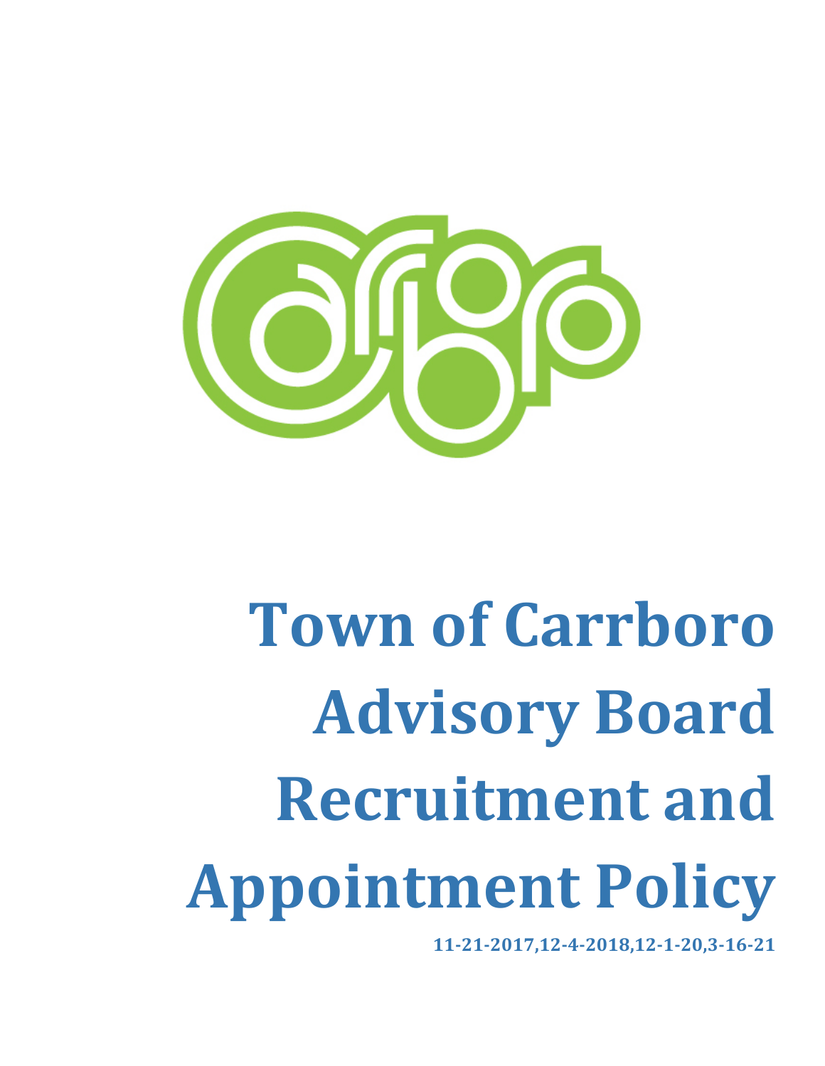# Town of Carrboro Advisory Board Recruitment and Appointment Policy

**11-21-2017,12-4-2018,12-1-20,3-16-21**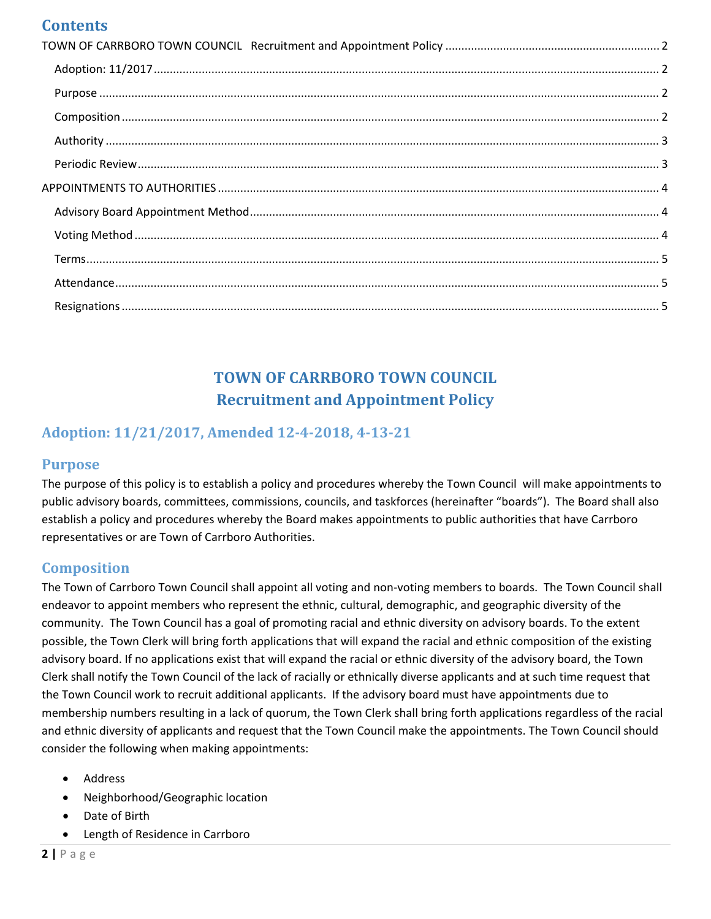# Contents

TOWN OF CARRBORO TOWN COUNCIL Recruitment and Appointment Policy ........ 2

- Adoption: 11/2017 ........ 2
- Purpose ........ 2
- Composition ........ 2
- Authority ........ 3
- Periodic Review ........ 3

APPOINTMENTS TO AUTHORITIES ........ 4

- Advisory Board Appointment Method ........ 4
- Voting Method ........ 4
- Terms ........ 5
- Attendance ........ 5
- Resignations ........ 5

# TOWN OF CARRBORO TOWN COUNCIL
# Recruitment and Appointment Policy

## Adoption: 11/21/2017, Amended 12-4-2018, 4-13-21

## Purpose

The purpose of this policy is to establish a policy and procedures whereby the Town Council will make appointments to public advisory boards, committees, commissions, councils, and taskforces (hereinafter "boards"). The Board shall also establish a policy and procedures whereby the Board makes appointments to public authorities that have Carrboro representatives or are Town of Carrboro Authorities.

## Composition

The Town of Carrboro Town Council shall appoint all voting and non-voting members to boards. The Town Council shall endeavor to appoint members who represent the ethnic, cultural, demographic, and geographic diversity of the community. The Town Council has a goal of promoting racial and ethnic diversity on advisory boards. To the extent possible, the Town Clerk will bring forth applications that will expand the racial and ethnic composition of the existing advisory board. If no applications exist that will expand the racial or ethnic diversity of the advisory board, the Town Clerk shall notify the Town Council of the lack of racially or ethnically diverse applicants and at such time request that the Town Council work to recruit additional applicants. If the advisory board must have appointments due to membership numbers resulting in a lack of quorum, the Town Clerk shall bring forth applications regardless of the racial and ethnic diversity of applicants and request that the Town Council make the appointments. The Town Council should consider the following when making appointments:

- Address
- Neighborhood/Geographic location
- Date of Birth
- Length of Residence in Carrboro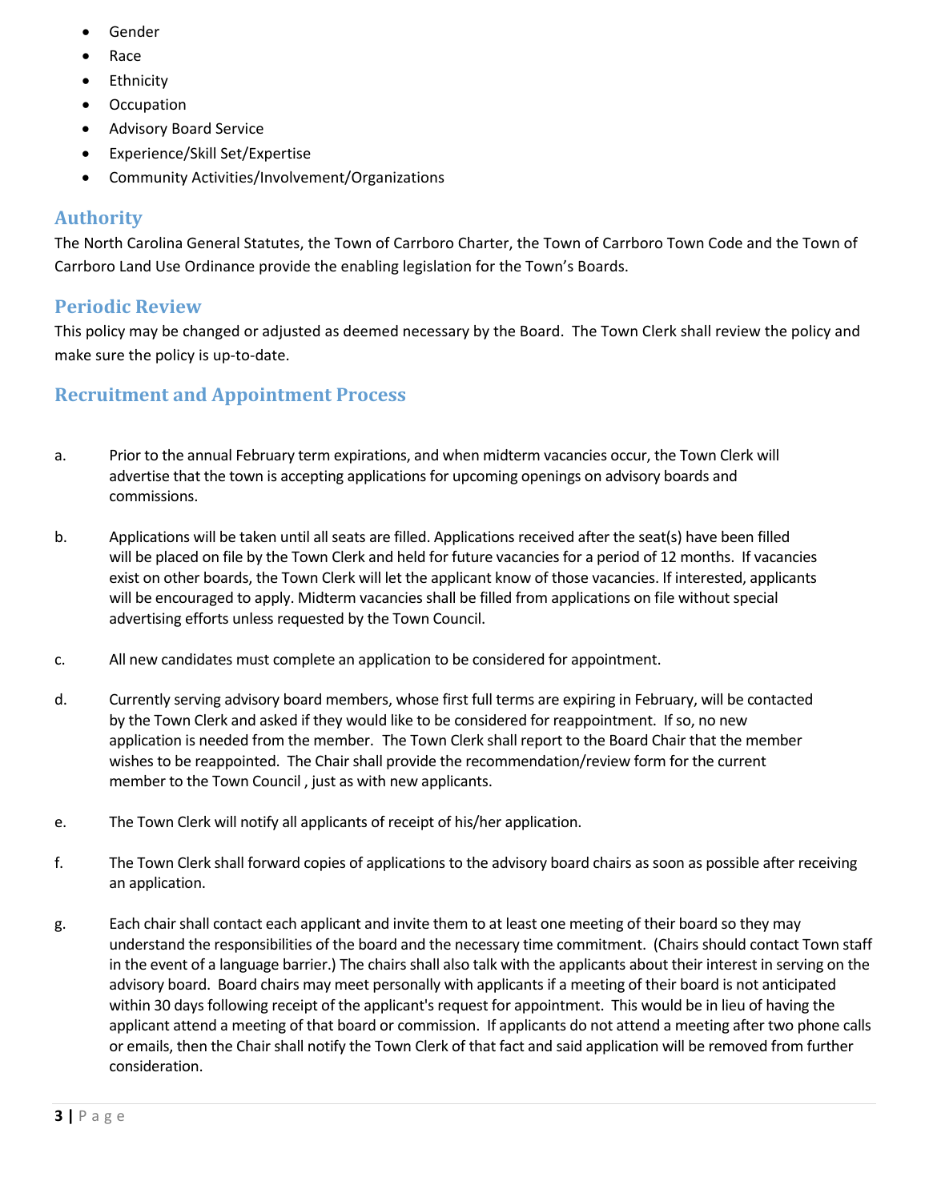- Gender
- Race
- Ethnicity
- Occupation
- Advisory Board Service
- Experience/Skill Set/Expertise
- Community Activities/Involvement/Organizations

## Authority

The North Carolina General Statutes, the Town of Carrboro Charter, the Town of Carrboro Town Code and the Town of Carrboro Land Use Ordinance provide the enabling legislation for the Town's Boards.

## Periodic Review

This policy may be changed or adjusted as deemed necessary by the Board. The Town Clerk shall review the policy and make sure the policy is up-to-date.

## Recruitment and Appointment Process

a. Prior to the annual February term expirations, and when midterm vacancies occur, the Town Clerk will advertise that the town is accepting applications for upcoming openings on advisory boards and commissions.

b. Applications will be taken until all seats are filled. Applications received after the seat(s) have been filled will be placed on file by the Town Clerk and held for future vacancies for a period of 12 months. If vacancies exist on other boards, the Town Clerk will let the applicant know of those vacancies. If interested, applicants will be encouraged to apply. Midterm vacancies shall be filled from applications on file without special advertising efforts unless requested by the Town Council.

c. All new candidates must complete an application to be considered for appointment.

d. Currently serving advisory board members, whose first full terms are expiring in February, will be contacted by the Town Clerk and asked if they would like to be considered for reappointment. If so, no new application is needed from the member. The Town Clerk shall report to the Board Chair that the member wishes to be reappointed. The Chair shall provide the recommendation/review form for the current member to the Town Council , just as with new applicants.

e. The Town Clerk will notify all applicants of receipt of his/her application.

f. The Town Clerk shall forward copies of applications to the advisory board chairs as soon as possible after receiving an application.

g. Each chair shall contact each applicant and invite them to at least one meeting of their board so they may understand the responsibilities of the board and the necessary time commitment. (Chairs should contact Town staff in the event of a language barrier.) The chairs shall also talk with the applicants about their interest in serving on the advisory board. Board chairs may meet personally with applicants if a meeting of their board is not anticipated within 30 days following receipt of the applicant's request for appointment. This would be in lieu of having the applicant attend a meeting of that board or commission. If applicants do not attend a meeting after two phone calls or emails, then the Chair shall notify the Town Clerk of that fact and said application will be removed from further consideration.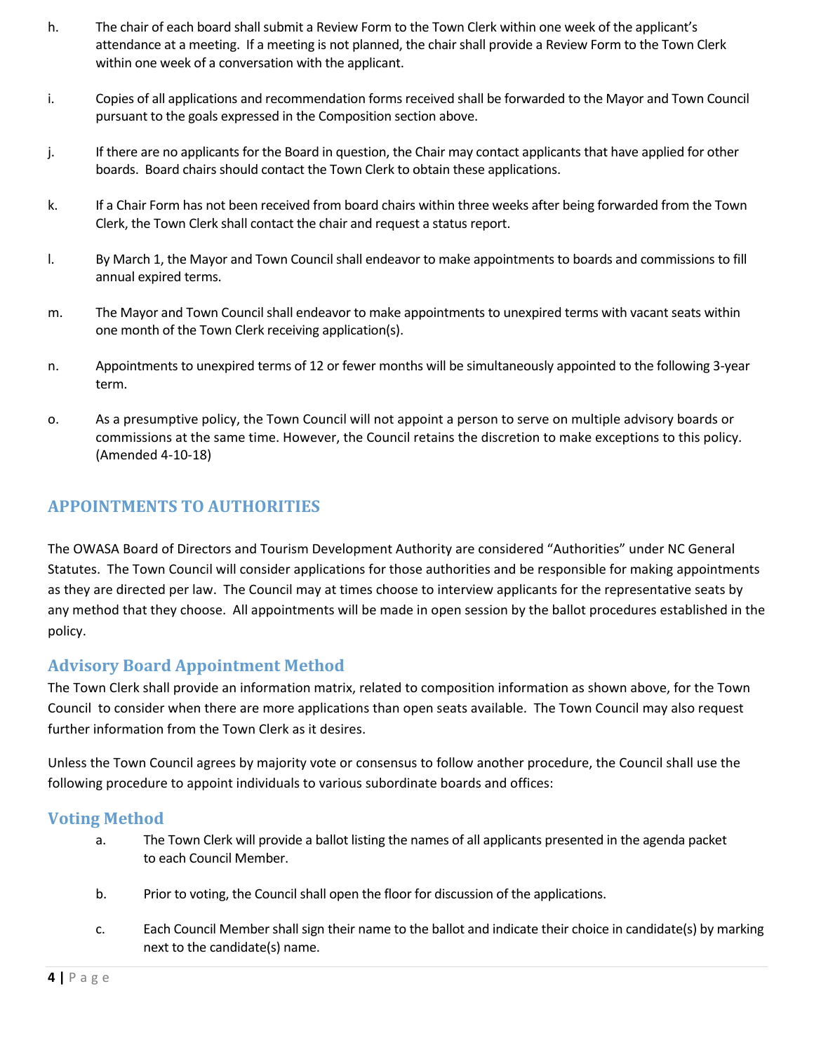h. The chair of each board shall submit a Review Form to the Town Clerk within one week of the applicant's attendance at a meeting. If a meeting is not planned, the chair shall provide a Review Form to the Town Clerk within one week of a conversation with the applicant.

i. Copies of all applications and recommendation forms received shall be forwarded to the Mayor and Town Council pursuant to the goals expressed in the Composition section above.

j. If there are no applicants for the Board in question, the Chair may contact applicants that have applied for other boards. Board chairs should contact the Town Clerk to obtain these applications.

k. If a Chair Form has not been received from board chairs within three weeks after being forwarded from the Town Clerk, the Town Clerk shall contact the chair and request a status report.

l. By March 1, the Mayor and Town Council shall endeavor to make appointments to boards and commissions to fill annual expired terms.

m. The Mayor and Town Council shall endeavor to make appointments to unexpired terms with vacant seats within one month of the Town Clerk receiving application(s).

n. Appointments to unexpired terms of 12 or fewer months will be simultaneously appointed to the following 3-year term.

o. As a presumptive policy, the Town Council will not appoint a person to serve on multiple advisory boards or commissions at the same time. However, the Council retains the discretion to make exceptions to this policy. (Amended 4-10-18)

## APPOINTMENTS TO AUTHORITIES

The OWASA Board of Directors and Tourism Development Authority are considered "Authorities" under NC General Statutes. The Town Council will consider applications for those authorities and be responsible for making appointments as they are directed per law. The Council may at times choose to interview applicants for the representative seats by any method that they choose. All appointments will be made in open session by the ballot procedures established in the policy.

### Advisory Board Appointment Method

The Town Clerk shall provide an information matrix, related to composition information as shown above, for the Town Council to consider when there are more applications than open seats available. The Town Council may also request further information from the Town Clerk as it desires.

Unless the Town Council agrees by majority vote or consensus to follow another procedure, the Council shall use the following procedure to appoint individuals to various subordinate boards and offices:

### Voting Method

a. The Town Clerk will provide a ballot listing the names of all applicants presented in the agenda packet to each Council Member.

b. Prior to voting, the Council shall open the floor for discussion of the applications.

c. Each Council Member shall sign their name to the ballot and indicate their choice in candidate(s) by marking next to the candidate(s) name.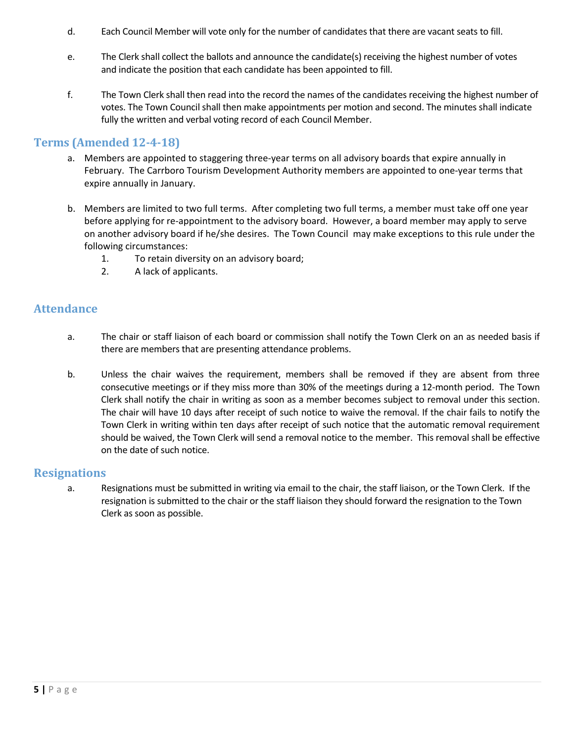d. Each Council Member will vote only for the number of candidates that there are vacant seats to fill.

e. The Clerk shall collect the ballots and announce the candidate(s) receiving the highest number of votes and indicate the position that each candidate has been appointed to fill.

f. The Town Clerk shall then read into the record the names of the candidates receiving the highest number of votes. The Town Council shall then make appointments per motion and second. The minutes shall indicate fully the written and verbal voting record of each Council Member.

## Terms (Amended 12-4-18)

a. Members are appointed to staggering three-year terms on all advisory boards that expire annually in February. The Carrboro Tourism Development Authority members are appointed to one-year terms that expire annually in January.

b. Members are limited to two full terms. After completing two full terms, a member must take off one year before applying for re-appointment to the advisory board. However, a board member may apply to serve on another advisory board if he/she desires. The Town Council may make exceptions to this rule under the following circumstances:
   1. To retain diversity on an advisory board;
   2. A lack of applicants.

## Attendance

a. The chair or staff liaison of each board or commission shall notify the Town Clerk on an as needed basis if there are members that are presenting attendance problems.

b. Unless the chair waives the requirement, members shall be removed if they are absent from three consecutive meetings or if they miss more than 30% of the meetings during a 12-month period. The Town Clerk shall notify the chair in writing as soon as a member becomes subject to removal under this section. The chair will have 10 days after receipt of such notice to waive the removal. If the chair fails to notify the Town Clerk in writing within ten days after receipt of such notice that the automatic removal requirement should be waived, the Town Clerk will send a removal notice to the member. This removal shall be effective on the date of such notice.

## Resignations

a. Resignations must be submitted in writing via email to the chair, the staff liaison, or the Town Clerk. If the resignation is submitted to the chair or the staff liaison they should forward the resignation to the Town Clerk as soon as possible.